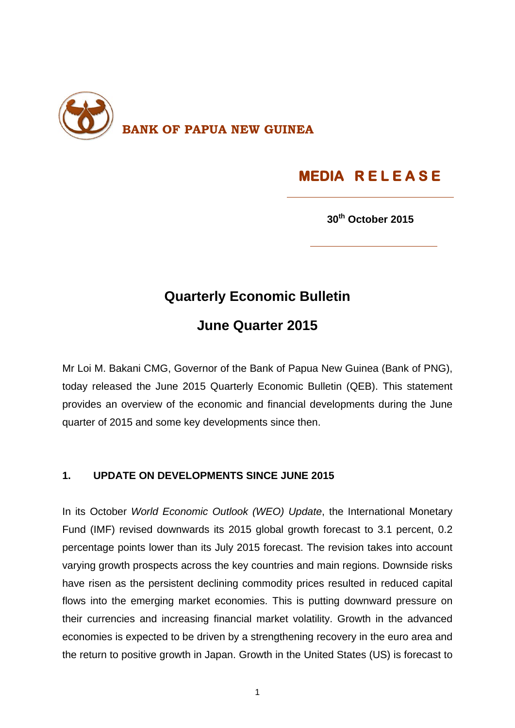**BANK OF PAPUA NEW GUINEA**

**MEDIA RELEASE**

**30th October 2015**

# Quarterly Economic Bulletin

## June Quarter 2015

Mr Loi M. Bakani CMG, Governor of the Bank of Papua New Guinea (Bank of PNG), today released the June 2015 Quarterly Economic Bulletin (QEB). This statement provides an overview of the economic and financial developments during the June quarter of 2015 and some key developments since then.

### 1. UPDATE ON DEVELOPMENTS SINCE JUNE 2015

In its October *World Economic Outlook (WEO) Update*, the International Monetary Fund (IMF) revised downwards its 2015 global growth forecast to 3.1 percent, 0.2 percentage points lower than its July 2015 forecast. The revision takes into account varying growth prospects across the key countries and main regions. Downside risks have risen as the persistent declining commodity prices resulted in reduced capital flows into the emerging market economies. This is putting downward pressure on their currencies and increasing financial market volatility. Growth in the advanced economies is expected to be driven by a strengthening recovery in the euro area and the return to positive growth in Japan. Growth in the United States (US) is forecast to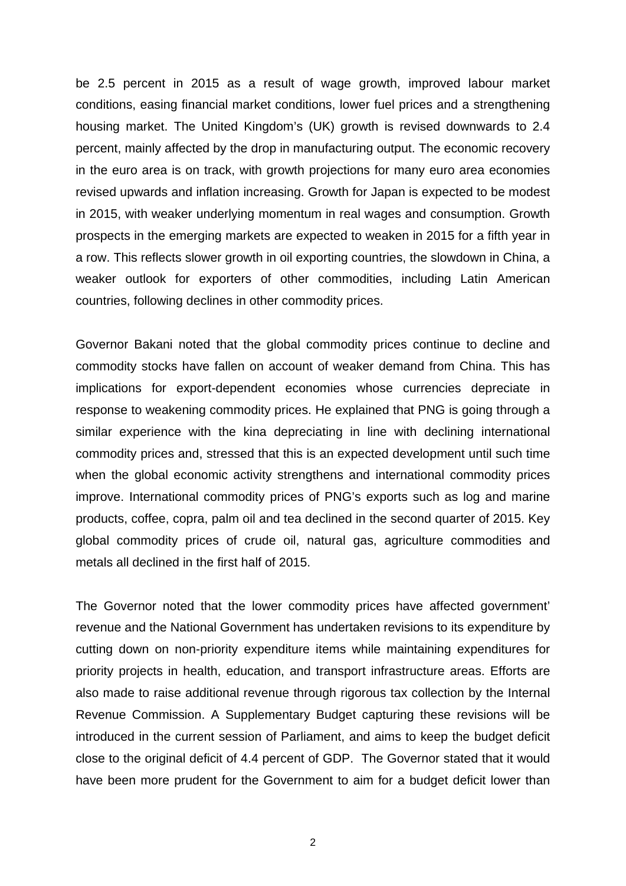be 2.5 percent in 2015 as a result of wage growth, improved labour market conditions, easing financial market conditions, lower fuel prices and a strengthening housing market. The United Kingdom's (UK) growth is revised downwards to 2.4 percent, mainly affected by the drop in manufacturing output. The economic recovery in the euro area is on track, with growth projections for many euro area economies revised upwards and inflation increasing. Growth for Japan is expected to be modest in 2015, with weaker underlying momentum in real wages and consumption. Growth prospects in the emerging markets are expected to weaken in 2015 for a fifth year in a row. This reflects slower growth in oil exporting countries, the slowdown in China, a weaker outlook for exporters of other commodities, including Latin American countries, following declines in other commodity prices.

Governor Bakani noted that the global commodity prices continue to decline and commodity stocks have fallen on account of weaker demand from China. This has implications for export-dependent economies whose currencies depreciate in response to weakening commodity prices. He explained that PNG is going through a similar experience with the kina depreciating in line with declining international commodity prices and, stressed that this is an expected development until such time when the global economic activity strengthens and international commodity prices improve. International commodity prices of PNG's exports such as log and marine products, coffee, copra, palm oil and tea declined in the second quarter of 2015. Key global commodity prices of crude oil, natural gas, agriculture commodities and metals all declined in the first half of 2015.

The Governor noted that the lower commodity prices have affected government' revenue and the National Government has undertaken revisions to its expenditure by cutting down on non-priority expenditure items while maintaining expenditures for priority projects in health, education, and transport infrastructure areas. Efforts are also made to raise additional revenue through rigorous tax collection by the Internal Revenue Commission. A Supplementary Budget capturing these revisions will be introduced in the current session of Parliament, and aims to keep the budget deficit close to the original deficit of 4.4 percent of GDP. The Governor stated that it would have been more prudent for the Government to aim for a budget deficit lower than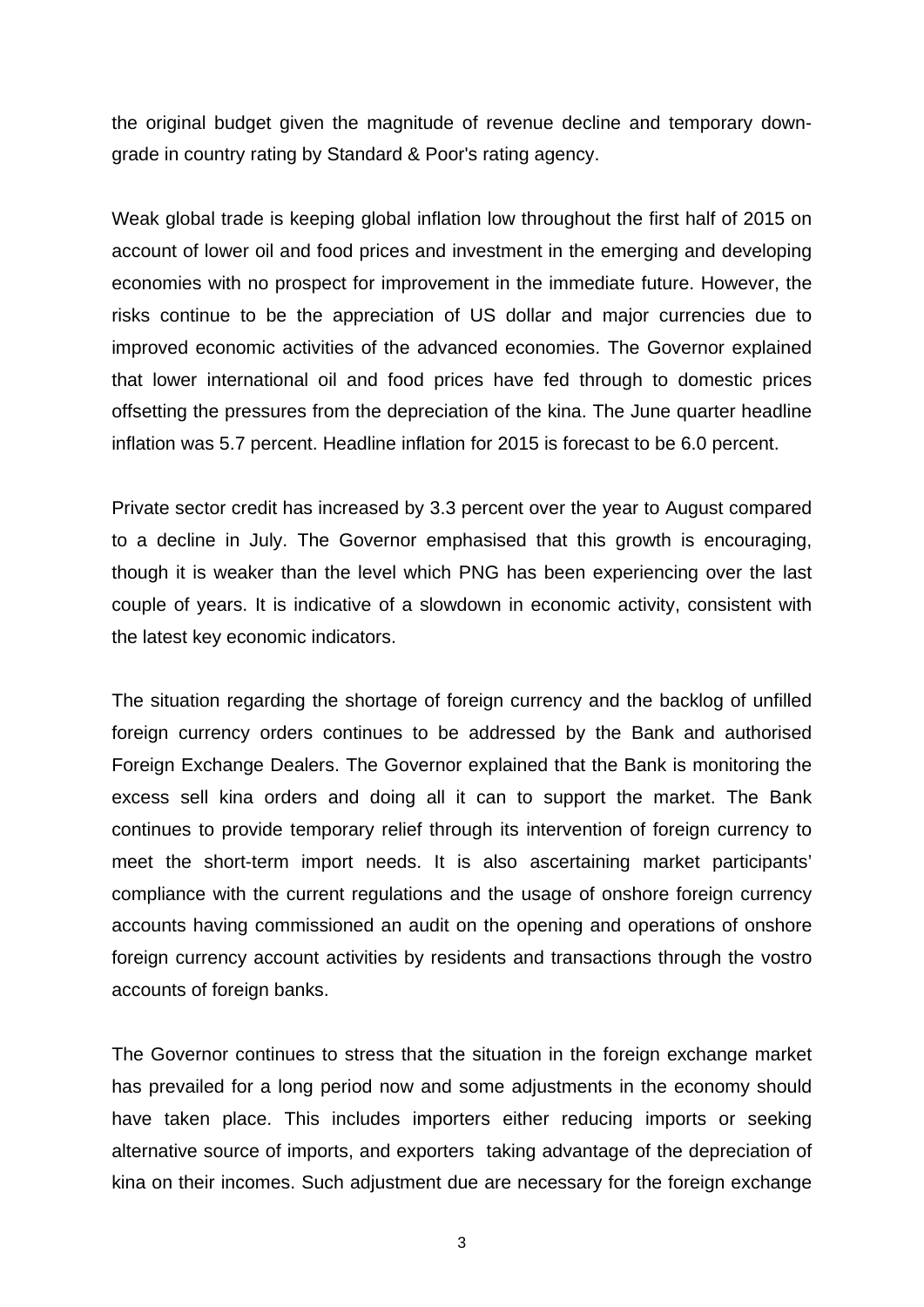the original budget given the magnitude of revenue decline and temporary down-grade in country rating by Standard & Poor's rating agency.

Weak global trade is keeping global inflation low throughout the first half of 2015 on account of lower oil and food prices and investment in the emerging and developing economies with no prospect for improvement in the immediate future. However, the risks continue to be the appreciation of US dollar and major currencies due to improved economic activities of the advanced economies. The Governor explained that lower international oil and food prices have fed through to domestic prices offsetting the pressures from the depreciation of the kina. The June quarter headline inflation was 5.7 percent. Headline inflation for 2015 is forecast to be 6.0 percent.

Private sector credit has increased by 3.3 percent over the year to August compared to a decline in July. The Governor emphasised that this growth is encouraging, though it is weaker than the level which PNG has been experiencing over the last couple of years. It is indicative of a slowdown in economic activity, consistent with the latest key economic indicators.

The situation regarding the shortage of foreign currency and the backlog of unfilled foreign currency orders continues to be addressed by the Bank and authorised Foreign Exchange Dealers. The Governor explained that the Bank is monitoring the excess sell kina orders and doing all it can to support the market. The Bank continues to provide temporary relief through its intervention of foreign currency to meet the short-term import needs. It is also ascertaining market participants' compliance with the current regulations and the usage of onshore foreign currency accounts having commissioned an audit on the opening and operations of onshore foreign currency account activities by residents and transactions through the vostro accounts of foreign banks.

The Governor continues to stress that the situation in the foreign exchange market has prevailed for a long period now and some adjustments in the economy should have taken place. This includes importers either reducing imports or seeking alternative source of imports, and exporters taking advantage of the depreciation of kina on their incomes. Such adjustment due are necessary for the foreign exchange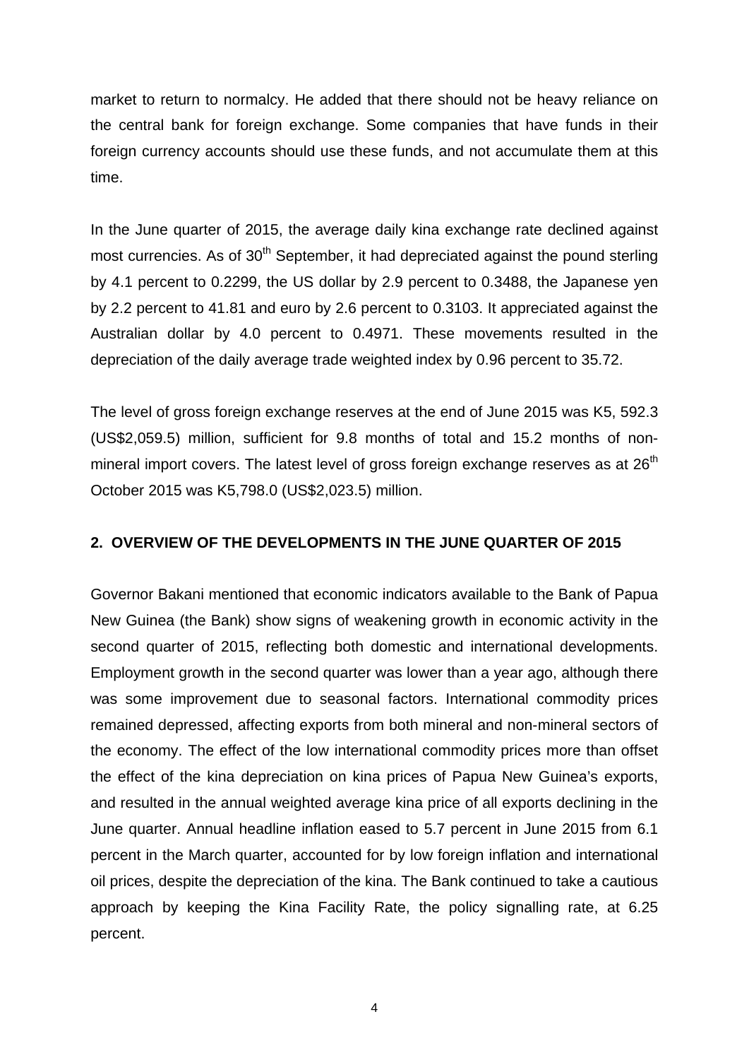market to return to normalcy. He added that there should not be heavy reliance on the central bank for foreign exchange. Some companies that have funds in their foreign currency accounts should use these funds, and not accumulate them at this time.

In the June quarter of 2015, the average daily kina exchange rate declined against most currencies. As of 30th September, it had depreciated against the pound sterling by 4.1 percent to 0.2299, the US dollar by 2.9 percent to 0.3488, the Japanese yen by 2.2 percent to 41.81 and euro by 2.6 percent to 0.3103. It appreciated against the Australian dollar by 4.0 percent to 0.4971. These movements resulted in the depreciation of the daily average trade weighted index by 0.96 percent to 35.72.

The level of gross foreign exchange reserves at the end of June 2015 was K5, 592.3 (US$2,059.5) million, sufficient for 9.8 months of total and 15.2 months of non-mineral import covers. The latest level of gross foreign exchange reserves as at 26th October 2015 was K5,798.0 (US$2,023.5) million.

## 2. OVERVIEW OF THE DEVELOPMENTS IN THE JUNE QUARTER OF 2015

Governor Bakani mentioned that economic indicators available to the Bank of Papua New Guinea (the Bank) show signs of weakening growth in economic activity in the second quarter of 2015, reflecting both domestic and international developments. Employment growth in the second quarter was lower than a year ago, although there was some improvement due to seasonal factors. International commodity prices remained depressed, affecting exports from both mineral and non-mineral sectors of the economy. The effect of the low international commodity prices more than offset the effect of the kina depreciation on kina prices of Papua New Guinea's exports, and resulted in the annual weighted average kina price of all exports declining in the June quarter. Annual headline inflation eased to 5.7 percent in June 2015 from 6.1 percent in the March quarter, accounted for by low foreign inflation and international oil prices, despite the depreciation of the kina. The Bank continued to take a cautious approach by keeping the Kina Facility Rate, the policy signalling rate, at 6.25 percent.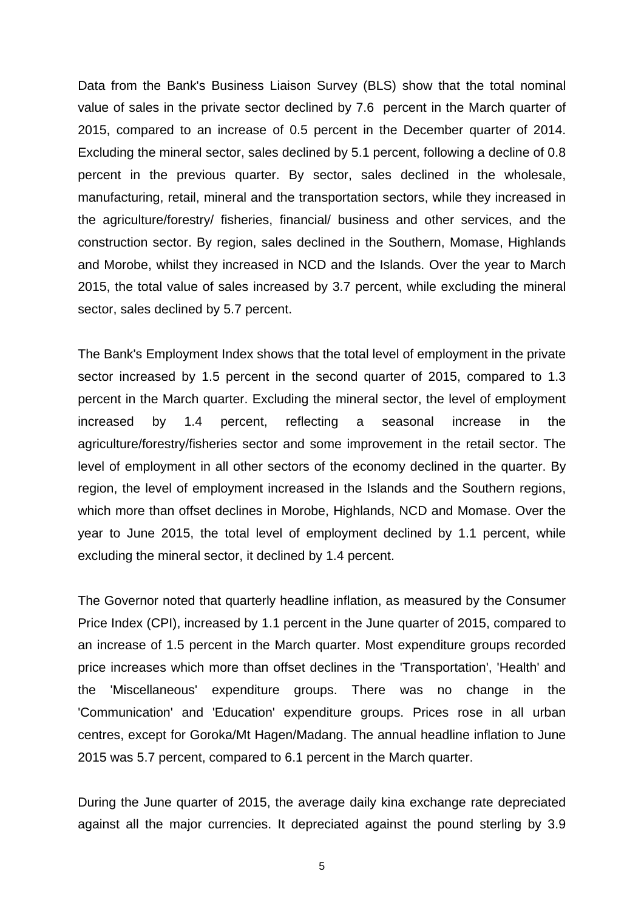Data from the Bank's Business Liaison Survey (BLS) show that the total nominal value of sales in the private sector declined by 7.6 percent in the March quarter of 2015, compared to an increase of 0.5 percent in the December quarter of 2014. Excluding the mineral sector, sales declined by 5.1 percent, following a decline of 0.8 percent in the previous quarter. By sector, sales declined in the wholesale, manufacturing, retail, mineral and the transportation sectors, while they increased in the agriculture/forestry/ fisheries, financial/ business and other services, and the construction sector. By region, sales declined in the Southern, Momase, Highlands and Morobe, whilst they increased in NCD and the Islands. Over the year to March 2015, the total value of sales increased by 3.7 percent, while excluding the mineral sector, sales declined by 5.7 percent.

The Bank's Employment Index shows that the total level of employment in the private sector increased by 1.5 percent in the second quarter of 2015, compared to 1.3 percent in the March quarter. Excluding the mineral sector, the level of employment increased by 1.4 percent, reflecting a seasonal increase in the agriculture/forestry/fisheries sector and some improvement in the retail sector. The level of employment in all other sectors of the economy declined in the quarter. By region, the level of employment increased in the Islands and the Southern regions, which more than offset declines in Morobe, Highlands, NCD and Momase. Over the year to June 2015, the total level of employment declined by 1.1 percent, while excluding the mineral sector, it declined by 1.4 percent.

The Governor noted that quarterly headline inflation, as measured by the Consumer Price Index (CPI), increased by 1.1 percent in the June quarter of 2015, compared to an increase of 1.5 percent in the March quarter. Most expenditure groups recorded price increases which more than offset declines in the 'Transportation', 'Health' and the 'Miscellaneous' expenditure groups. There was no change in the 'Communication' and 'Education' expenditure groups. Prices rose in all urban centres, except for Goroka/Mt Hagen/Madang. The annual headline inflation to June 2015 was 5.7 percent, compared to 6.1 percent in the March quarter.

During the June quarter of 2015, the average daily kina exchange rate depreciated against all the major currencies. It depreciated against the pound sterling by 3.9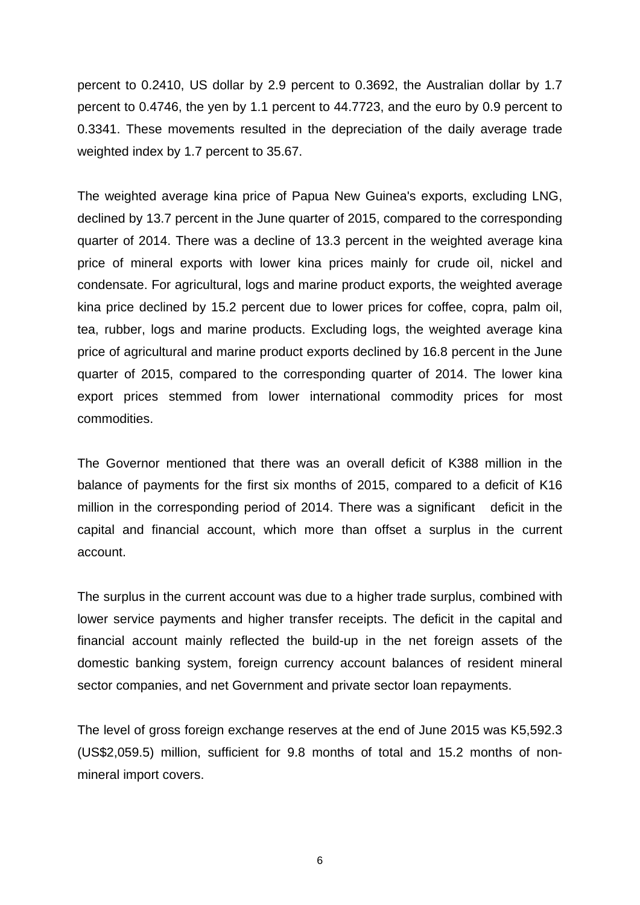percent to 0.2410, US dollar by 2.9 percent to 0.3692, the Australian dollar by 1.7 percent to 0.4746, the yen by 1.1 percent to 44.7723, and the euro by 0.9 percent to 0.3341. These movements resulted in the depreciation of the daily average trade weighted index by 1.7 percent to 35.67.

The weighted average kina price of Papua New Guinea's exports, excluding LNG, declined by 13.7 percent in the June quarter of 2015, compared to the corresponding quarter of 2014. There was a decline of 13.3 percent in the weighted average kina price of mineral exports with lower kina prices mainly for crude oil, nickel and condensate. For agricultural, logs and marine product exports, the weighted average kina price declined by 15.2 percent due to lower prices for coffee, copra, palm oil, tea, rubber, logs and marine products. Excluding logs, the weighted average kina price of agricultural and marine product exports declined by 16.8 percent in the June quarter of 2015, compared to the corresponding quarter of 2014. The lower kina export prices stemmed from lower international commodity prices for most commodities.

The Governor mentioned that there was an overall deficit of K388 million in the balance of payments for the first six months of 2015, compared to a deficit of K16 million in the corresponding period of 2014. There was a significant deficit in the capital and financial account, which more than offset a surplus in the current account.

The surplus in the current account was due to a higher trade surplus, combined with lower service payments and higher transfer receipts. The deficit in the capital and financial account mainly reflected the build-up in the net foreign assets of the domestic banking system, foreign currency account balances of resident mineral sector companies, and net Government and private sector loan repayments.

The level of gross foreign exchange reserves at the end of June 2015 was K5,592.3 (US$2,059.5) million, sufficient for 9.8 months of total and 15.2 months of non-mineral import covers.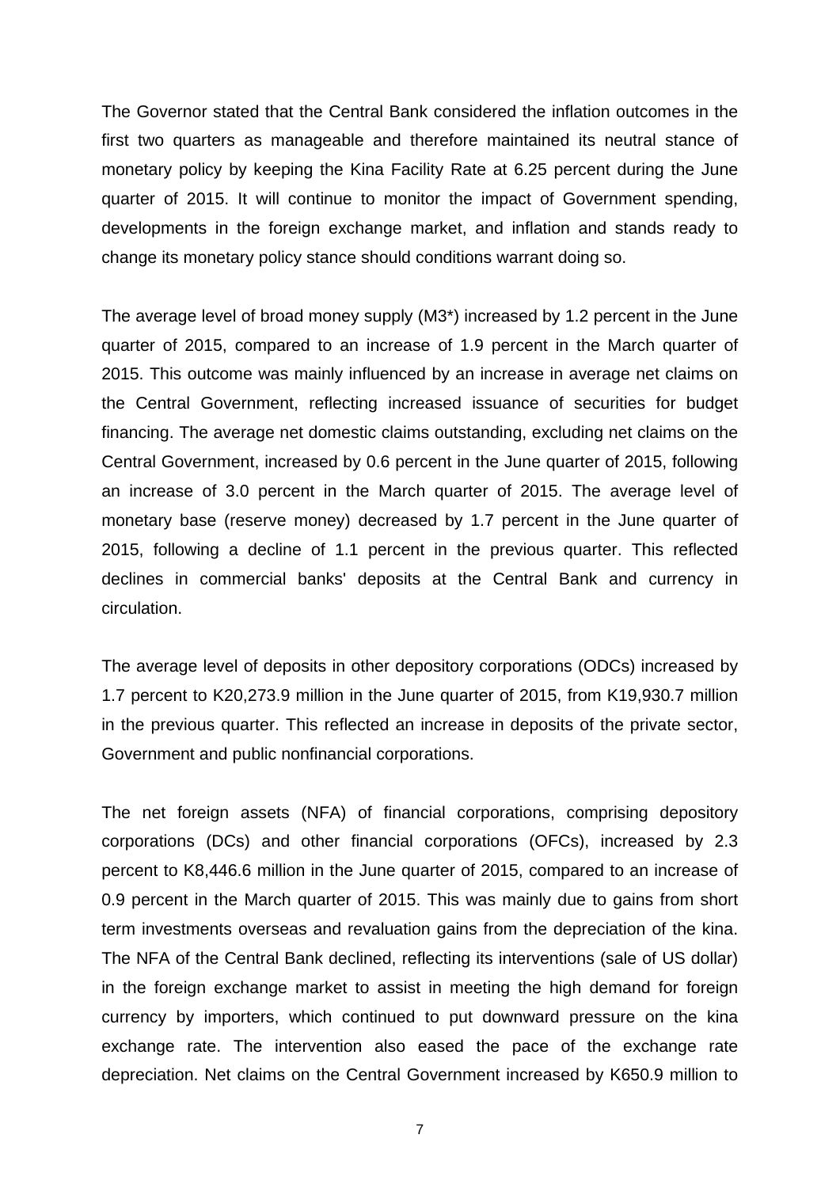The Governor stated that the Central Bank considered the inflation outcomes in the first two quarters as manageable and therefore maintained its neutral stance of monetary policy by keeping the Kina Facility Rate at 6.25 percent during the June quarter of 2015. It will continue to monitor the impact of Government spending, developments in the foreign exchange market, and inflation and stands ready to change its monetary policy stance should conditions warrant doing so.

The average level of broad money supply (M3*) increased by 1.2 percent in the June quarter of 2015, compared to an increase of 1.9 percent in the March quarter of 2015. This outcome was mainly influenced by an increase in average net claims on the Central Government, reflecting increased issuance of securities for budget financing. The average net domestic claims outstanding, excluding net claims on the Central Government, increased by 0.6 percent in the June quarter of 2015, following an increase of 3.0 percent in the March quarter of 2015. The average level of monetary base (reserve money) decreased by 1.7 percent in the June quarter of 2015, following a decline of 1.1 percent in the previous quarter. This reflected declines in commercial banks' deposits at the Central Bank and currency in circulation.

The average level of deposits in other depository corporations (ODCs) increased by 1.7 percent to K20,273.9 million in the June quarter of 2015, from K19,930.7 million in the previous quarter. This reflected an increase in deposits of the private sector, Government and public nonfinancial corporations.

The net foreign assets (NFA) of financial corporations, comprising depository corporations (DCs) and other financial corporations (OFCs), increased by 2.3 percent to K8,446.6 million in the June quarter of 2015, compared to an increase of 0.9 percent in the March quarter of 2015. This was mainly due to gains from short term investments overseas and revaluation gains from the depreciation of the kina. The NFA of the Central Bank declined, reflecting its interventions (sale of US dollar) in the foreign exchange market to assist in meeting the high demand for foreign currency by importers, which continued to put downward pressure on the kina exchange rate. The intervention also eased the pace of the exchange rate depreciation. Net claims on the Central Government increased by K650.9 million to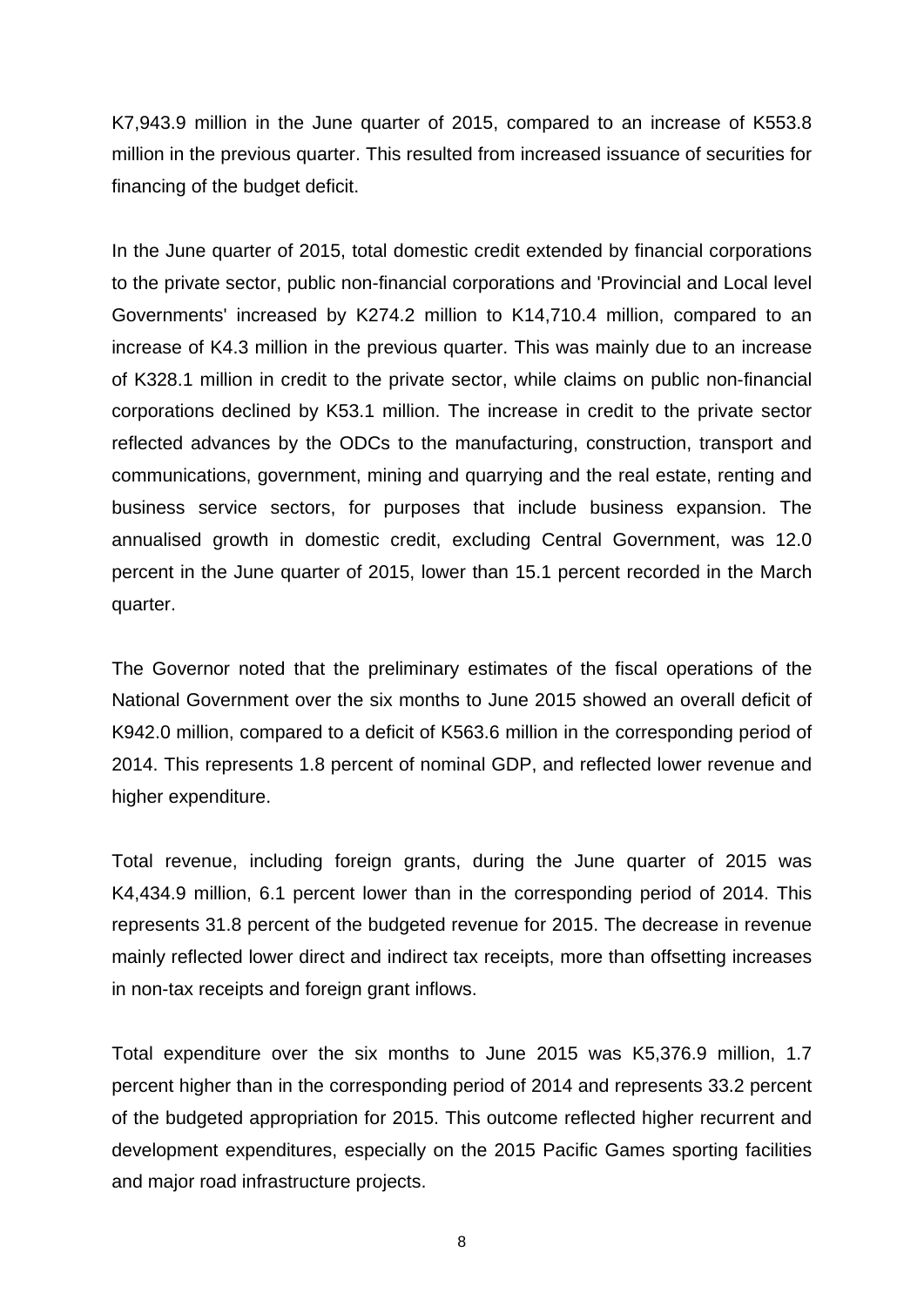K7,943.9 million in the June quarter of 2015, compared to an increase of K553.8 million in the previous quarter. This resulted from increased issuance of securities for financing of the budget deficit.

In the June quarter of 2015, total domestic credit extended by financial corporations to the private sector, public non-financial corporations and 'Provincial and Local level Governments' increased by K274.2 million to K14,710.4 million, compared to an increase of K4.3 million in the previous quarter. This was mainly due to an increase of K328.1 million in credit to the private sector, while claims on public non-financial corporations declined by K53.1 million. The increase in credit to the private sector reflected advances by the ODCs to the manufacturing, construction, transport and communications, government, mining and quarrying and the real estate, renting and business service sectors, for purposes that include business expansion. The annualised growth in domestic credit, excluding Central Government, was 12.0 percent in the June quarter of 2015, lower than 15.1 percent recorded in the March quarter.

The Governor noted that the preliminary estimates of the fiscal operations of the National Government over the six months to June 2015 showed an overall deficit of K942.0 million, compared to a deficit of K563.6 million in the corresponding period of 2014. This represents 1.8 percent of nominal GDP, and reflected lower revenue and higher expenditure.

Total revenue, including foreign grants, during the June quarter of 2015 was K4,434.9 million, 6.1 percent lower than in the corresponding period of 2014. This represents 31.8 percent of the budgeted revenue for 2015. The decrease in revenue mainly reflected lower direct and indirect tax receipts, more than offsetting increases in non-tax receipts and foreign grant inflows.

Total expenditure over the six months to June 2015 was K5,376.9 million, 1.7 percent higher than in the corresponding period of 2014 and represents 33.2 percent of the budgeted appropriation for 2015. This outcome reflected higher recurrent and development expenditures, especially on the 2015 Pacific Games sporting facilities and major road infrastructure projects.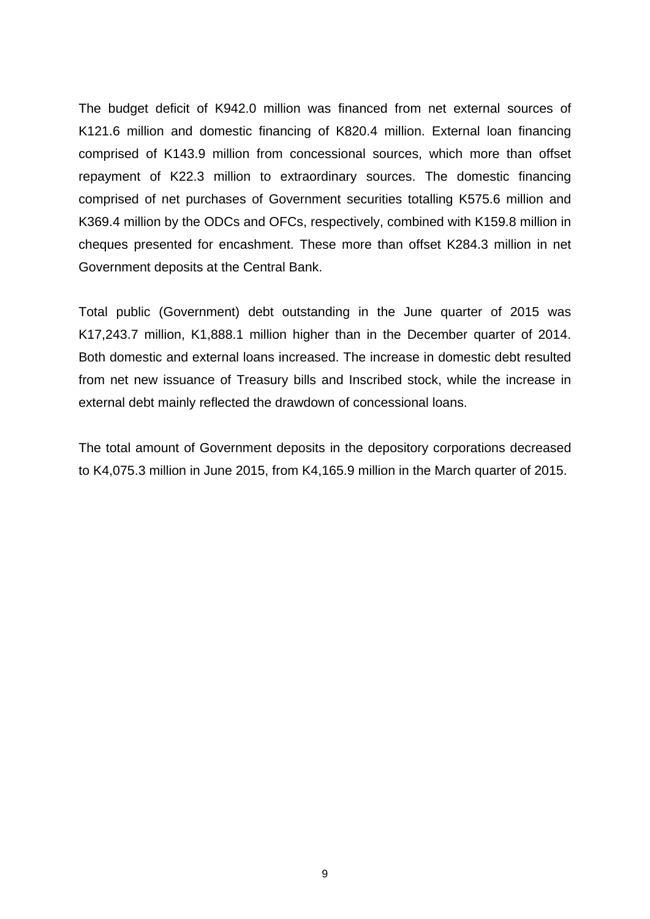The budget deficit of K942.0 million was financed from net external sources of K121.6 million and domestic financing of K820.4 million. External loan financing comprised of K143.9 million from concessional sources, which more than offset repayment of K22.3 million to extraordinary sources. The domestic financing comprised of net purchases of Government securities totalling K575.6 million and K369.4 million by the ODCs and OFCs, respectively, combined with K159.8 million in cheques presented for encashment. These more than offset K284.3 million in net Government deposits at the Central Bank.

Total public (Government) debt outstanding in the June quarter of 2015 was K17,243.7 million, K1,888.1 million higher than in the December quarter of 2014. Both domestic and external loans increased. The increase in domestic debt resulted from net new issuance of Treasury bills and Inscribed stock, while the increase in external debt mainly reflected the drawdown of concessional loans.

The total amount of Government deposits in the depository corporations decreased to K4,075.3 million in June 2015, from K4,165.9 million in the March quarter of 2015.